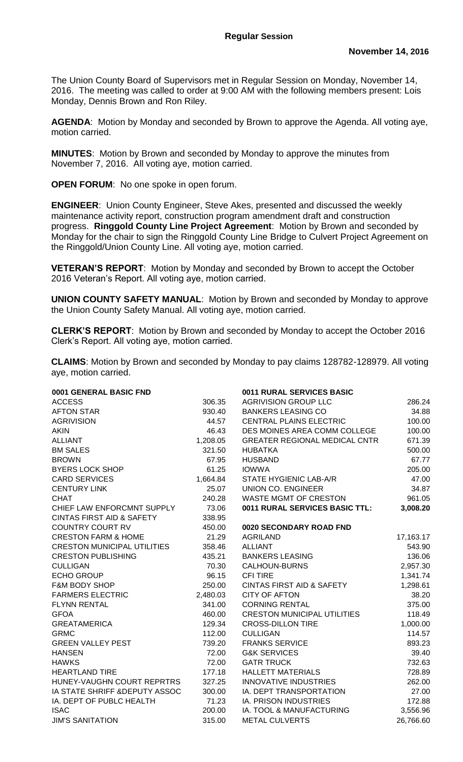## Regular Session

**November 14, 2016**

The Union County Board of Supervisors met in Regular Session on Monday, November 14, 2016. The meeting was called to order at 9:00 AM with the following members present: Lois Monday, Dennis Brown and Ron Riley.

**AGENDA**: Motion by Monday and seconded by Brown to approve the Agenda. All voting aye, motion carried.

**MINUTES**: Motion by Brown and seconded by Monday to approve the minutes from November 7, 2016. All voting aye, motion carried.

**OPEN FORUM**: No one spoke in open forum.

**ENGINEER**: Union County Engineer, Steve Akes, presented and discussed the weekly maintenance activity report, construction program amendment draft and construction progress. **Ringgold County Line Project Agreement**: Motion by Brown and seconded by Monday for the chair to sign the Ringgold County Line Bridge to Culvert Project Agreement on the Ringgold/Union County Line. All voting aye, motion carried.

**VETERAN'S REPORT**: Motion by Monday and seconded by Brown to accept the October 2016 Veteran's Report. All voting aye, motion carried.

**UNION COUNTY SAFETY MANUAL**: Motion by Brown and seconded by Monday to approve the Union County Safety Manual. All voting aye, motion carried.

**CLERK'S REPORT**: Motion by Brown and seconded by Monday to accept the October 2016 Clerk's Report. All voting aye, motion carried.

**CLAIMS**: Motion by Brown and seconded by Monday to pay claims 128782-128979. All voting aye, motion carried.

| **0001 GENERAL BASIC FND** | |
|---|---|
| ACCESS | 306.35 |
| AFTON STAR | 930.40 |
| AGRIVISION | 44.57 |
| AKIN | 46.43 |
| ALLIANT | 1,208.05 |
| BM SALES | 321.50 |
| BROWN | 67.95 |
| BYERS LOCK SHOP | 61.25 |
| CARD SERVICES | 1,664.84 |
| CENTURY LINK | 25.07 |
| CHAT | 240.28 |
| CHIEF LAW ENFORCMNT SUPPLY | 73.06 |
| CINTAS FIRST AID & SAFETY | 338.95 |
| COUNTRY COURT RV | 450.00 |
| CRESTON FARM & HOME | 21.29 |
| CRESTON MUNICIPAL UTILITIES | 358.46 |
| CRESTON PUBLISHING | 435.21 |
| CULLIGAN | 70.30 |
| ECHO GROUP | 96.15 |
| F&M BODY SHOP | 250.00 |
| FARMERS ELECTRIC | 2,480.03 |
| FLYNN RENTAL | 341.00 |
| GFOA | 460.00 |
| GREATAMERICA | 129.34 |
| GRMC | 112.00 |
| GREEN VALLEY PEST | 739.20 |
| HANSEN | 72.00 |
| HAWKS | 72.00 |
| HEARTLAND TIRE | 177.18 |
| HUNEY-VAUGHN COURT REPRTRS | 327.25 |
| IA STATE SHRIFF &DEPUTY ASSOC | 300.00 |
| IA. DEPT OF PUBLC HEALTH | 71.23 |
| ISAC | 200.00 |
| JIM'S SANITATION | 315.00 |

| **0011 RURAL SERVICES BASIC** | |
|---|---|
| AGRIVISION GROUP LLC | 286.24 |
| BANKERS LEASING CO | 34.88 |
| CENTRAL PLAINS ELECTRIC | 100.00 |
| DES MOINES AREA COMM COLLEGE | 100.00 |
| GREATER REGIONAL MEDICAL CNTR | 671.39 |
| HUBATKA | 500.00 |
| HUSBAND | 67.77 |
| IOWWA | 205.00 |
| STATE HYGIENIC LAB-A/R | 47.00 |
| UNION CO. ENGINEER | 34.87 |
| WASTE MGMT OF CRESTON | 961.05 |
| **0011 RURAL SERVICES BASIC TTL:** | **3,008.20** |

| **0020 SECONDARY ROAD FND** | |
|---|---|
| AGRILAND | 17,163.17 |
| ALLIANT | 543.90 |
| BANKERS LEASING | 136.06 |
| CALHOUN-BURNS | 2,957.30 |
| CFI TIRE | 1,341.74 |
| CINTAS FIRST AID & SAFETY | 1,298.61 |
| CITY OF AFTON | 38.20 |
| CORNING RENTAL | 375.00 |
| CRESTON MUNICIPAL UTILITIES | 118.49 |
| CROSS-DILLON TIRE | 1,000.00 |
| CULLIGAN | 114.57 |
| FRANKS SERVICE | 893.23 |
| G&K SERVICES | 39.40 |
| GATR TRUCK | 732.63 |
| HALLETT MATERIALS | 728.89 |
| INNOVATIVE INDUSTRIES | 262.00 |
| IA. DEPT TRANSPORTATION | 27.00 |
| IA. PRISON INDUSTRIES | 172.88 |
| IA. TOOL & MANUFACTURING | 3,556.96 |
| METAL CULVERTS | 26,766.60 |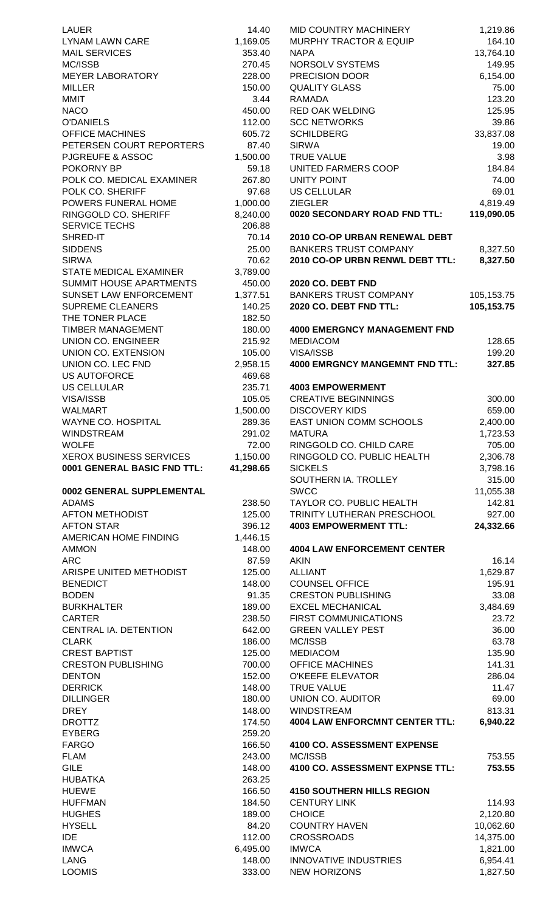| | |
|---|---|
| LAUER | 14.40 |
| LYNAM LAWN CARE | 1,169.05 |
| MAIL SERVICES | 353.40 |
| MC/ISSB | 270.45 |
| MEYER LABORATORY | 228.00 |
| MILLER | 150.00 |
| MMIT | 3.44 |
| NACO | 450.00 |
| O'DANIELS | 112.00 |
| OFFICE MACHINES | 605.72 |
| PETERSEN COURT REPORTERS | 87.40 |
| PJGREUFE & ASSOC | 1,500.00 |
| POKORNY BP | 59.18 |
| POLK CO. MEDICAL EXAMINER | 267.80 |
| POLK CO. SHERIFF | 97.68 |
| POWERS FUNERAL HOME | 1,000.00 |
| RINGGOLD CO. SHERIFF | 8,240.00 |
| SERVICE TECHS | 206.88 |
| SHRED-IT | 70.14 |
| SIDDENS | 25.00 |
| SIRWA | 70.62 |
| STATE MEDICAL EXAMINER | 3,789.00 |
| SUMMIT HOUSE APARTMENTS | 450.00 |
| SUNSET LAW ENFORCEMENT | 1,377.51 |
| SUPREME CLEANERS | 140.25 |
| THE TONER PLACE | 182.50 |
| TIMBER MANAGEMENT | 180.00 |
| UNION CO. ENGINEER | 215.92 |
| UNION CO. EXTENSION | 105.00 |
| UNION CO. LEC FND | 2,958.15 |
| US AUTOFORCE | 469.68 |
| US CELLULAR | 235.71 |
| VISA/ISSB | 105.05 |
| WALMART | 1,500.00 |
| WAYNE CO. HOSPITAL | 289.36 |
| WINDSTREAM | 291.02 |
| WOLFE | 72.00 |
| XEROX BUSINESS SERVICES | 1,150.00 |
| **0001 GENERAL BASIC FND TTL:** | **41,298.65** |

**0002 GENERAL SUPPLEMENTAL**

| | |
|---|---|
| ADAMS | 238.50 |
| AFTON METHODIST | 125.00 |
| AFTON STAR | 396.12 |
| AMERICAN HOME FINDING | 1,446.15 |
| AMMON | 148.00 |
| ARC | 87.59 |
| ARISPE UNITED METHODIST | 125.00 |
| BENEDICT | 148.00 |
| BODEN | 91.35 |
| BURKHALTER | 189.00 |
| CARTER | 238.50 |
| CENTRAL IA. DETENTION | 642.00 |
| CLARK | 186.00 |
| CREST BAPTIST | 125.00 |
| CRESTON PUBLISHING | 700.00 |
| DENTON | 152.00 |
| DERRICK | 148.00 |
| DILLINGER | 180.00 |
| DREY | 148.00 |
| DROTTZ | 174.50 |
| EYBERG | 259.20 |
| FARGO | 166.50 |
| FLAM | 243.00 |
| GILE | 148.00 |
| HUBATKA | 263.25 |
| HUEWE | 166.50 |
| HUFFMAN | 184.50 |
| HUGHES | 189.00 |
| HYSELL | 84.20 |
| IDE | 112.00 |
| IMWCA | 6,495.00 |
| LANG | 148.00 |
| LOOMIS | 333.00 |

| | |
|---|---|
| MID COUNTRY MACHINERY | 1,219.86 |
| MURPHY TRACTOR & EQUIP | 164.10 |
| NAPA | 13,764.10 |
| NORSOLV SYSTEMS | 149.95 |
| PRECISION DOOR | 6,154.00 |
| QUALITY GLASS | 75.00 |
| RAMADA | 123.20 |
| RED OAK WELDING | 125.95 |
| SCC NETWORKS | 39.86 |
| SCHILDBERG | 33,837.08 |
| SIRWA | 19.00 |
| TRUE VALUE | 3.98 |
| UNITED FARMERS COOP | 184.84 |
| UNITY POINT | 74.00 |
| US CELLULAR | 69.01 |
| ZIEGLER | 4,819.49 |
| **0020 SECONDARY ROAD FND TTL:** | **119,090.05** |

**2010 CO-OP URBAN RENEWAL DEBT**

| | |
|---|---|
| BANKERS TRUST COMPANY | 8,327.50 |
| **2010 CO-OP URBN RENWL DEBT TTL:** | **8,327.50** |

**2020 CO. DEBT FND**

| | |
|---|---|
| BANKERS TRUST COMPANY | 105,153.75 |
| **2020 CO. DEBT FND TTL:** | **105,153.75** |

**4000 EMERGNCY MANAGEMENT FND**

| | |
|---|---|
| MEDIACOM | 128.65 |
| VISA/ISSB | 199.20 |
| **4000 EMRGNCY MANGEMNT FND TTL:** | **327.85** |

**4003 EMPOWERMENT**

| | |
|---|---|
| CREATIVE BEGINNINGS | 300.00 |
| DISCOVERY KIDS | 659.00 |
| EAST UNION COMM SCHOOLS | 2,400.00 |
| MATURA | 1,723.53 |
| RINGGOLD CO. CHILD CARE | 705.00 |
| RINGGOLD CO. PUBLIC HEALTH | 2,306.78 |
| SICKELS | 3,798.16 |
| SOUTHERN IA. TROLLEY | 315.00 |
| SWCC | 11,055.38 |
| TAYLOR CO. PUBLIC HEALTH | 142.81 |
| TRINITY LUTHERAN PRESCHOOL | 927.00 |
| **4003 EMPOWERMENT TTL:** | **24,332.66** |

**4004 LAW ENFORCEMENT CENTER**

| | |
|---|---|
| AKIN | 16.14 |
| ALLIANT | 1,629.87 |
| COUNSEL OFFICE | 195.91 |
| CRESTON PUBLISHING | 33.08 |
| EXCEL MECHANICAL | 3,484.69 |
| FIRST COMMUNICATIONS | 23.72 |
| GREEN VALLEY PEST | 36.00 |
| MC/ISSB | 63.78 |
| MEDIACOM | 135.90 |
| OFFICE MACHINES | 141.31 |
| O'KEEFE ELEVATOR | 286.04 |
| TRUE VALUE | 11.47 |
| UNION CO. AUDITOR | 69.00 |
| WINDSTREAM | 813.31 |
| **4004 LAW ENFORCMNT CENTER TTL:** | **6,940.22** |

**4100 CO. ASSESSMENT EXPENSE**

| | |
|---|---|
| MC/ISSB | 753.55 |
| **4100 CO. ASSESSMENT EXPNSE TTL:** | **753.55** |

**4150 SOUTHERN HILLS REGION**

| | |
|---|---|
| CENTURY LINK | 114.93 |
| CHOICE | 2,120.80 |
| COUNTRY HAVEN | 10,062.60 |
| CROSSROADS | 14,375.00 |
| IMWCA | 1,821.00 |
| INNOVATIVE INDUSTRIES | 6,954.41 |
| NEW HORIZONS | 1,827.50 |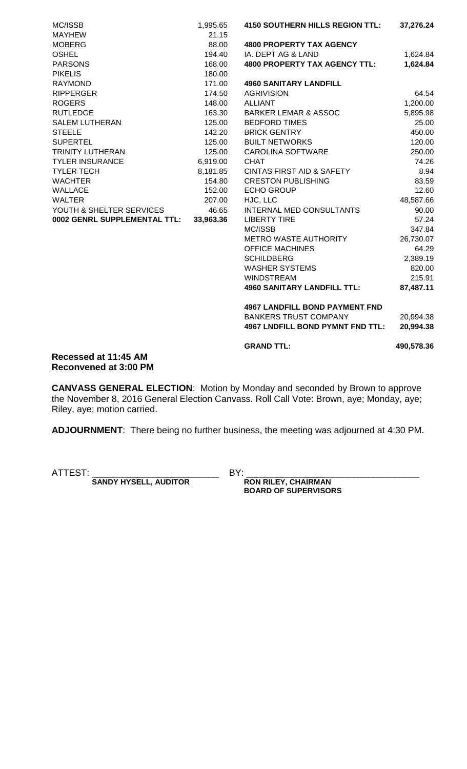| | |
|---|---|
| MC/ISSB | 1,995.65 |
| MAYHEW | 21.15 |
| MOBERG | 88.00 |
| OSHEL | 194.40 |
| PARSONS | 168.00 |
| PIKELIS | 180.00 |
| RAYMOND | 171.00 |
| RIPPERGER | 174.50 |
| ROGERS | 148.00 |
| RUTLEDGE | 163.30 |
| SALEM LUTHERAN | 125.00 |
| STEELE | 142.20 |
| SUPERTEL | 125.00 |
| TRINITY LUTHERAN | 125.00 |
| TYLER INSURANCE | 6,919.00 |
| TYLER TECH | 8,181.85 |
| WACHTER | 154.80 |
| WALLACE | 152.00 |
| WALTER | 207.00 |
| YOUTH & SHELTER SERVICES | 46.65 |
| **0002 GENRL SUPPLEMENTAL TTL:** | **33,963.36** |

| | |
|---|---|
| **4150 SOUTHERN HILLS REGION TTL:** | **37,276.24** |
| | |
| **4800 PROPERTY TAX AGENCY** | |
| IA. DEPT AG & LAND | 1,624.84 |
| **4800 PROPERTY TAX AGENCY TTL:** | **1,624.84** |
| | |
| **4960 SANITARY LANDFILL** | |
| AGRIVISION | 64.54 |
| ALLIANT | 1,200.00 |
| BARKER LEMAR & ASSOC | 5,895.98 |
| BEDFORD TIMES | 25.00 |
| BRICK GENTRY | 450.00 |
| BUILT NETWORKS | 120.00 |
| CAROLINA SOFTWARE | 250.00 |
| CHAT | 74.26 |
| CINTAS FIRST AID & SAFETY | 8.94 |
| CRESTON PUBLISHING | 83.59 |
| ECHO GROUP | 12.60 |
| HJC, LLC | 48,587.66 |
| INTERNAL MED CONSULTANTS | 90.00 |
| LIBERTY TIRE | 57.24 |
| MC/ISSB | 347.84 |
| METRO WASTE AUTHORITY | 26,730.07 |
| OFFICE MACHINES | 64.29 |
| SCHILDBERG | 2,389.19 |
| WASHER SYSTEMS | 820.00 |
| WINDSTREAM | 215.91 |
| **4960 SANITARY LANDFILL TTL:** | **87,487.11** |
| | |
| **4967 LANDFILL BOND PAYMENT FND** | |
| BANKERS TRUST COMPANY | 20,994.38 |
| **4967 LNDFILL BOND PYMNT FND TTL:** | **20,994.38** |
| | |
| **GRAND TTL:** | **490,578.36** |

**Recessed at 11:45 AM**
**Reconvened at 3:00 PM**

**CANVASS GENERAL ELECTION**: Motion by Monday and seconded by Brown to approve the November 8, 2016 General Election Canvass. Roll Call Vote: Brown, aye; Monday, aye; Riley, aye; motion carried.

**ADJOURNMENT**: There being no further business, the meeting was adjourned at 4:30 PM.

ATTEST: _________________________ BY: _________________________________

**SANDY HYSELL, AUDITOR** **RON RILEY, CHAIRMAN**
**BOARD OF SUPERVISORS**